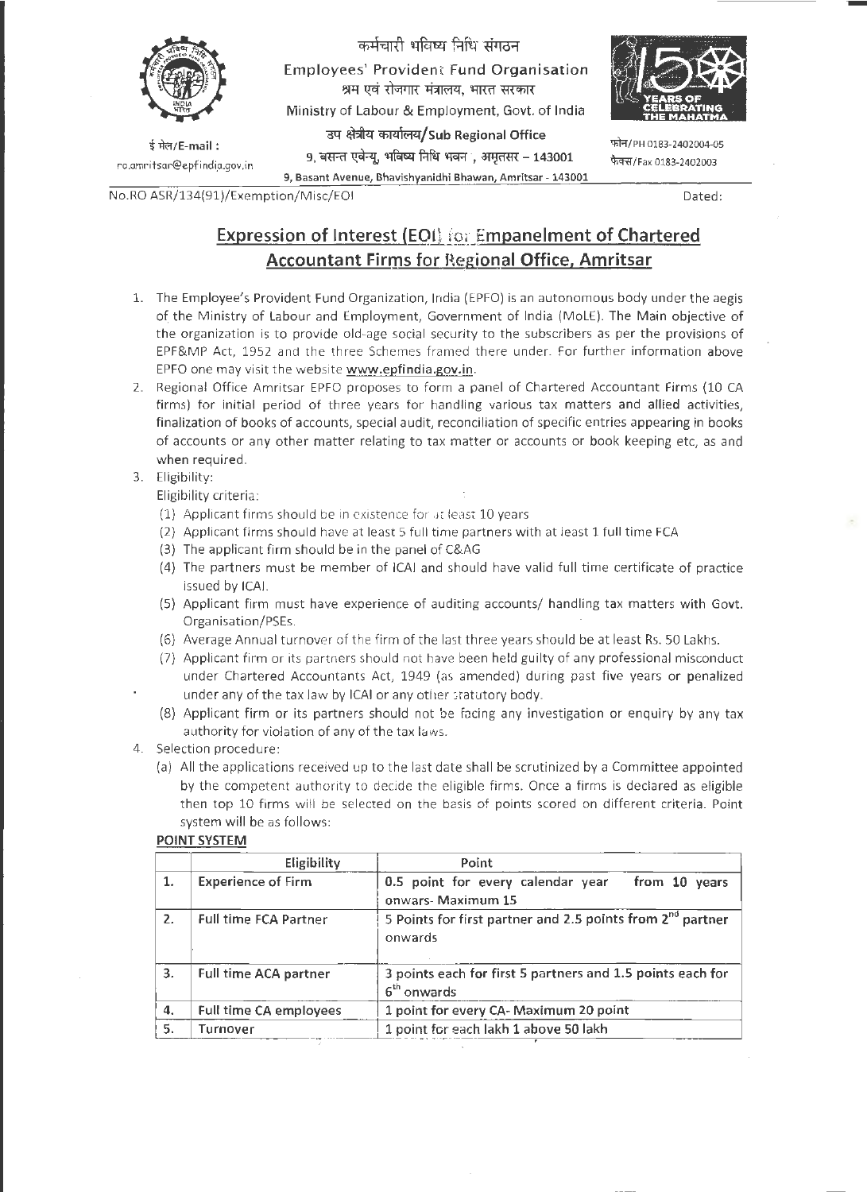कर्मचारी भविष्य निधि संगठन

Employees' Provident Fund Organisation

श्रम एवं रोजगार मंत्रालय, भारत सरकार

Ministry of Labour & Employment, Govt. of India

उप क्षेत्रीय कार्यालय/Sub Regional Office

9, बसन्त एवेन्यू, भविष्य निधि भवन , अमृतसर – 143001

9, Basant Avenue, Bhavishyanidhi Bhawan, Amritsar - 143001

ई मेल/E-mail : ro.amritsar@epfindia.gov.in

फोन/PH 0183-2402004-05

फैक्स/Fax 0183-2402003

No.RO ASR/134(91)/Exemption/Misc/EOI

Dated:

## Expression of Interest (EOI) for Empanelment of Chartered Accountant Firms for Regional Office, Amritsar

1. The Employee's Provident Fund Organization, India (EPFO) is an autonomous body under the aegis of the Ministry of Labour and Employment, Government of India (MoLE). The Main objective of the organization is to provide old-age social security to the subscribers as per the provisions of EPF&MP Act, 1952 and the three Schemes framed there under. For further information above EPFO one may visit the website **www.epfindia.gov.in**.
2. Regional Office Amritsar EPFO proposes to form a panel of Chartered Accountant Firms (10 CA firms) for initial period of three years for handling various tax matters and allied activities, finalization of books of accounts, special audit, reconciliation of specific entries appearing in books of accounts or any other matter relating to tax matter or accounts or book keeping etc, as and when required.
3. Eligibility:

   Eligibility criteria:

   (1) Applicant firms should be in existence for at least 10 years

   (2) Applicant firms should have at least 5 full time partners with at least 1 full time FCA

   (3) The applicant firm should be in the panel of C&AG

   (4) The partners must be member of ICAI and should have valid full time certificate of practice issued by ICAI.

   (5) Applicant firm must have experience of auditing accounts/ handling tax matters with Govt. Organisation/PSEs.

   (6) Average Annual turnover of the firm of the last three years should be at least Rs. 50 Lakhs.

   (7) Applicant firm or its partners should not have been held guilty of any professional misconduct under Chartered Accountants Act, 1949 (as amended) during past five years or penalized under any of the tax law by ICAI or any other statutory body.

   (8) Applicant firm or its partners should not be facing any investigation or enquiry by any tax authority for violation of any of the tax laws.
4. Selection procedure:

   (a) All the applications received up to the last date shall be scrutinized by a Committee appointed by the competent authority to decide the eligible firms. Once a firms is declared as eligible then top 10 firms will be selected on the basis of points scored on different criteria. Point system will be as follows:

**POINT SYSTEM**

| | Eligibility | Point |
|---|---|---|
| 1. | Experience of Firm | 0.5 point for every calendar year from 10 years onwars- Maximum 15 |
| 2. | Full time FCA Partner | 5 Points for first partner and 2.5 points from 2nd partner onwards |
| 3. | Full time ACA partner | 3 points each for first 5 partners and 1.5 points each for 6th onwards |
| 4. | Full time CA employees | 1 point for every CA- Maximum 20 point |
| 5. | Turnover | 1 point for each lakh 1 above 50 lakh |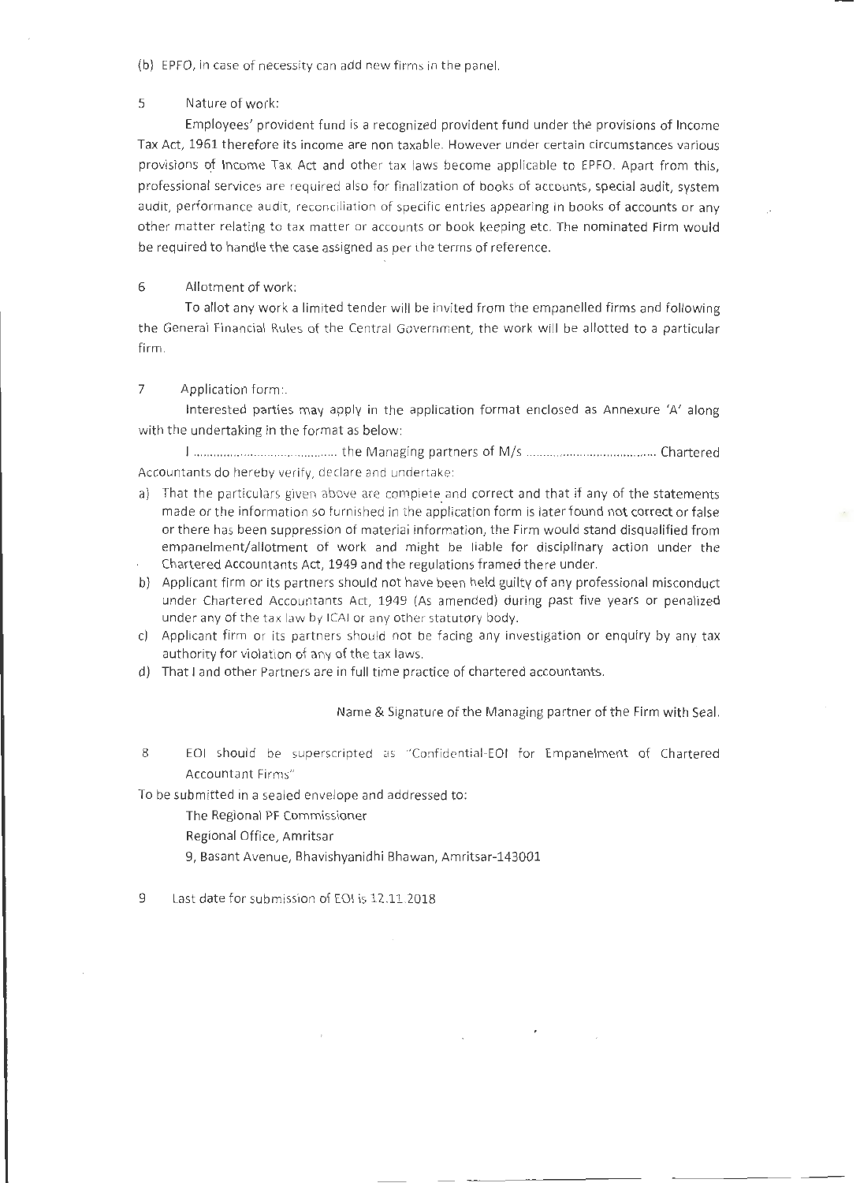(b) EPFO, in case of necessity can add new firms in the panel.

5 Nature of work:

Employees' provident fund is a recognized provident fund under the provisions of Income Tax Act, 1961 therefore its income are non taxable. However under certain circumstances various provisions of Income Tax Act and other tax laws become applicable to EPFO. Apart from this, professional services are required also for finalization of books of accounts, special audit, system audit, performance audit, reconciliation of specific entries appearing in books of accounts or any other matter relating to tax matter or accounts or book keeping etc. The nominated Firm would be required to handle the case assigned as per the terms of reference.

6 Allotment of work:

To allot any work a limited tender will be invited from the empanelled firms and following the General Financial Rules of the Central Government, the work will be allotted to a particular firm.

7 Application form:.

Interested parties may apply in the application format enclosed as Annexure 'A' along with the undertaking in the format as below:

I ........................................ the Managing partners of M/s ...................................... Chartered Accountants do hereby verify, declare and undertake:

a) That the particulars given above are complete and correct and that if any of the statements made or the information so furnished in the application form is later found not correct or false or there has been suppression of material information, the Firm would stand disqualified from empanelment/allotment of work and might be liable for disciplinary action under the Chartered Accountants Act, 1949 and the regulations framed there under.
b) Applicant firm or its partners should not have been held guilty of any professional misconduct under Chartered Accountants Act, 1949 (As amended) during past five years or penalized under any of the tax law by ICAI or any other statutory body.
c) Applicant firm or its partners should not be facing any investigation or enquiry by any tax authority for violation of any of the tax laws.
d) That I and other Partners are in full time practice of chartered accountants.

Name & Signature of the Managing partner of the Firm with Seal.

8 EOI should be superscripted as "Confidential-EOI for Empanelment of Chartered Accountant Firms"

To be submitted in a sealed envelope and addressed to:

The Regional PF Commissioner
Regional Office, Amritsar
9, Basant Avenue, Bhavishyanidhi Bhawan, Amritsar-143001

9 Last date for submission of EOI is 12.11.2018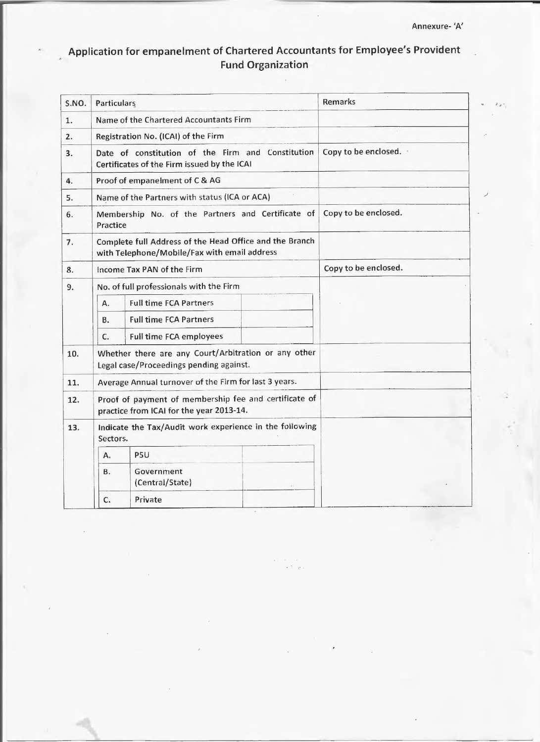Annexure- 'A'

# Application for empanelment of Chartered Accountants for Employee's Provident Fund Organization

| S.NO. | Particulars | | | Remarks |
|---|---|---|---|---|
| 1. | Name of the Chartered Accountants Firm | | | |
| 2. | Registration No. (ICAI) of the Firm | | | |
| 3. | Date of constitution of the Firm and Constitution Certificates of the Firm issued by the ICAI | | | Copy to be enclosed. |
| 4. | Proof of empanelment of C & AG | | | |
| 5. | Name of the Partners with status (ICA or ACA) | | | |
| 6. | Membership No. of the Partners and Certificate of Practice | | | Copy to be enclosed. |
| 7. | Complete full Address of the Head Office and the Branch with Telephone/Mobile/Fax with email address | | | |
| 8. | Income Tax PAN of the Firm | | | Copy to be enclosed. |
| 9. | No. of full professionals with the Firm | | | |
| | A. | Full time FCA Partners | | |
| | B. | Full time FCA Partners | | |
| | C. | Full time FCA employees | | |
| 10. | Whether there are any Court/Arbitration or any other Legal case/Proceedings pending against. | | | |
| 11. | Average Annual turnover of the Firm for last 3 years. | | | |
| 12. | Proof of payment of membership fee and certificate of practice from ICAI for the year 2013-14. | | | |
| 13. | Indicate the Tax/Audit work experience in the following Sectors. | | | |
| | A. | PSU | | |
| | B. | Government (Central/State) | | |
| | C. | Private | | |